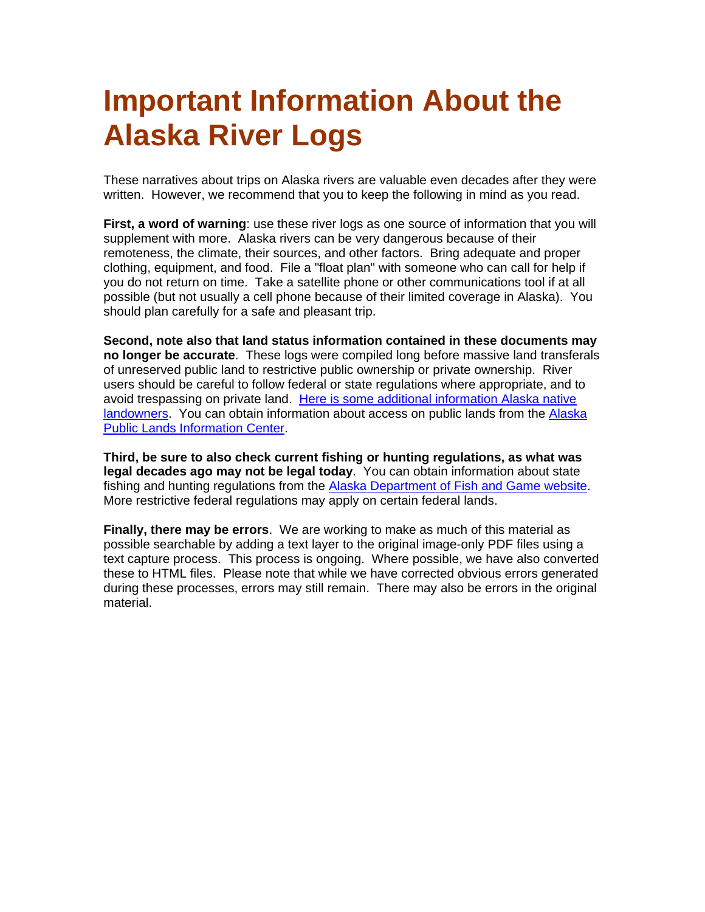# Important Information About the Alaska River Logs

These narratives about trips on Alaska rivers are valuable even decades after they were written. However, we recommend that you to keep the following in mind as you read.

**First, a word of warning**: use these river logs as one source of information that you will supplement with more. Alaska rivers can be very dangerous because of their remoteness, the climate, their sources, and other factors. Bring adequate and proper clothing, equipment, and food. File a "float plan" with someone who can call for help if you do not return on time. Take a satellite phone or other communications tool if at all possible (but not usually a cell phone because of their limited coverage in Alaska). You should plan carefully for a safe and pleasant trip.

**Second, note also that land status information contained in these documents may no longer be accurate**. These logs were compiled long before massive land transferals of unreserved public land to restrictive public ownership or private ownership. River users should be careful to follow federal or state regulations where appropriate, and to avoid trespassing on private land. Here is some additional information Alaska native landowners. You can obtain information about access on public lands from the Alaska Public Lands Information Center.

**Third, be sure to also check current fishing or hunting regulations, as what was legal decades ago may not be legal today**. You can obtain information about state fishing and hunting regulations from the Alaska Department of Fish and Game website. More restrictive federal regulations may apply on certain federal lands.

**Finally, there may be errors**. We are working to make as much of this material as possible searchable by adding a text layer to the original image-only PDF files using a text capture process. This process is ongoing. Where possible, we have also converted these to HTML files. Please note that while we have corrected obvious errors generated during these processes, errors may still remain. There may also be errors in the original material.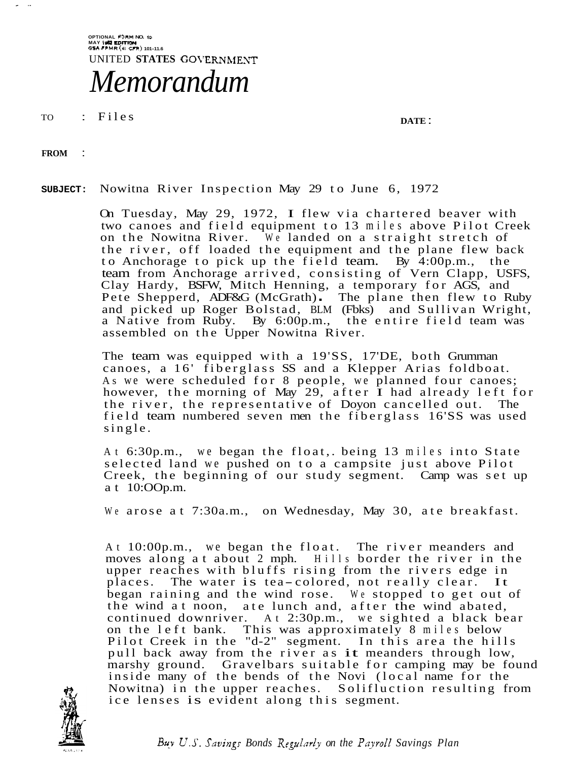OPTIONAL FORM NO. 10
MAY 1962 EDITION
GSA FPMR (41 CFR) 101-11.6
UNITED STATES GOVERNMENT

# *Memorandum*

TO : Files

DATE :

FROM :

**SUBJECT:** Nowitna River Inspection May 29 to June 6, 1972

On Tuesday, May 29, 1972, I flew via chartered beaver with two canoes and field equipment to 13 miles above Pilot Creek on the Nowitna River. We landed on a straight stretch of the river, off loaded the equipment and the plane flew back to Anchorage to pick up the field team. By 4:00p.m., the team from Anchorage arrived, consisting of Vern Clapp, USFS, Clay Hardy, BSFW, Mitch Henning, a temporary for AGS, and Pete Shepperd, ADF&G (McGrath). The plane then flew to Ruby and picked up Roger Bolstad, BLM (Fbks) and Sullivan Wright, a Native from Ruby. By 6:00p.m., the entire field team was assembled on the Upper Nowitna River.

The team was equipped with a 19'SS, 17'DE, both Grumman canoes, a 16' fiberglass SS and a Klepper Arias foldboat. As we were scheduled for 8 people, we planned four canoes; however, the morning of May 29, after I had already left for the river, the representative of Doyon cancelled out. The field team numbered seven men the fiberglass 16'SS was used single.

At 6:30p.m., we began the float,. being 13 miles into State selected land we pushed on to a campsite just above Pilot Creek, the beginning of our study segment. Camp was set up at 10:OOp.m.

We arose at 7:30a.m., on Wednesday, May 30, ate breakfast.

At 10:00p.m., we began the float. The river meanders and moves along at about 2 mph. Hills border the river in the upper reaches with bluffs rising from the rivers edge in places. The water is tea-colored, not really clear. It began raining and the wind rose. We stopped to get out of the wind at noon, ate lunch and, after the wind abated, continued downriver. At 2:30p.m., we sighted a black bear on the left bank. This was approximately 8 miles below Pilot Creek in the "d-2" segment. In this area the hills pull back away from the river as it meanders through low, marshy ground. Gravelbars suitable for camping may be found inside many of the bends of the Novi (local name for the Nowitna) in the upper reaches. Solifluction resulting from ice lenses is evident along this segment.

*Buy U.S. Savings Bonds Regularly on the Payroll Savings Plan*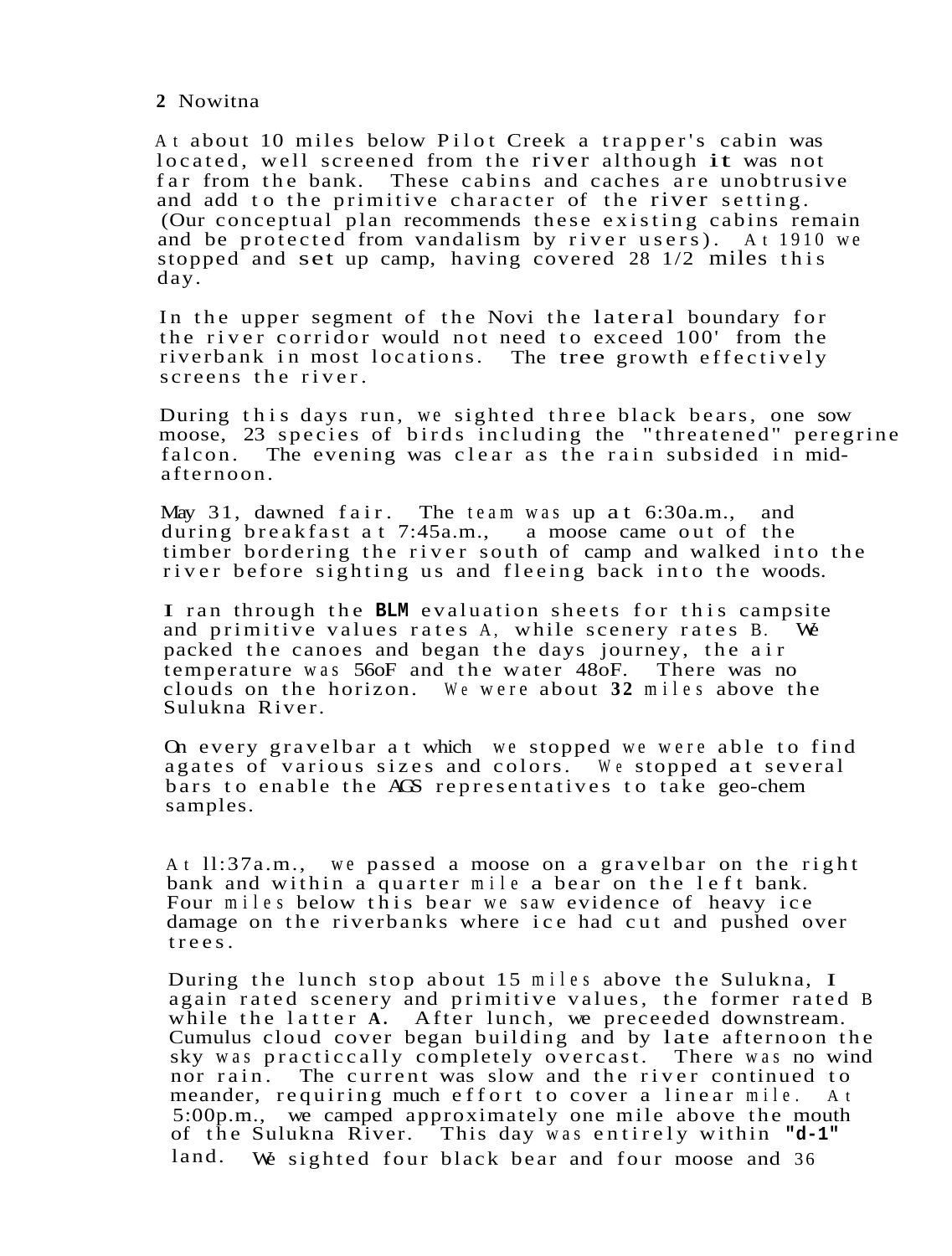2 Nowitna

At about 10 miles below Pilot Creek a trapper's cabin was located, well screened from the river although it was not far from the bank. These cabins and caches are unobtrusive and add to the primitive character of the river setting. (Our conceptual plan recommends these existing cabins remain and be protected from vandalism by river users). At 1910 we stopped and set up camp, having covered 28 1/2 miles this day.

In the upper segment of the Novi the lateral boundary for the river corridor would not need to exceed 100' from the riverbank in most locations. The tree growth effectively screens the river.

During this days run, we sighted three black bears, one sow moose, 23 species of birds including the "threatened" peregrine falcon. The evening was clear as the rain subsided in mid-afternoon.

May 31, dawned fair. The team was up at 6:30a.m., and during breakfast at 7:45a.m., a moose came out of the timber bordering the river south of camp and walked into the river before sighting us and fleeing back into the woods.

I ran through the **BLM** evaluation sheets for this campsite and primitive values rates A, while scenery rates B. We packed the canoes and began the days journey, the air temperature was 56oF and the water 48oF. There was no clouds on the horizon. We were about **32** miles above the Sulukna River.

On every gravelbar at which we stopped we were able to find agates of various sizes and colors. We stopped at several bars to enable the AGS representatives to take geo-chem samples.

At ll:37a.m., we passed a moose on a gravelbar on the right bank and within a quarter mile a bear on the left bank. Four miles below this bear we saw evidence of heavy ice damage on the riverbanks where ice had cut and pushed over trees.

During the lunch stop about 15 miles above the Sulukna, I again rated scenery and primitive values, the former rated B while the latter **A.** After lunch, we preceeded downstream. Cumulus cloud cover began building and by late afternoon the sky was practiccally completely overcast. There was no wind nor rain. The current was slow and the river continued to meander, requiring much effort to cover a linear mile. At 5:00p.m., we camped approximately one mile above the mouth of the Sulukna River. This day was entirely within **"d-1"** land. We sighted four black bear and four moose and 36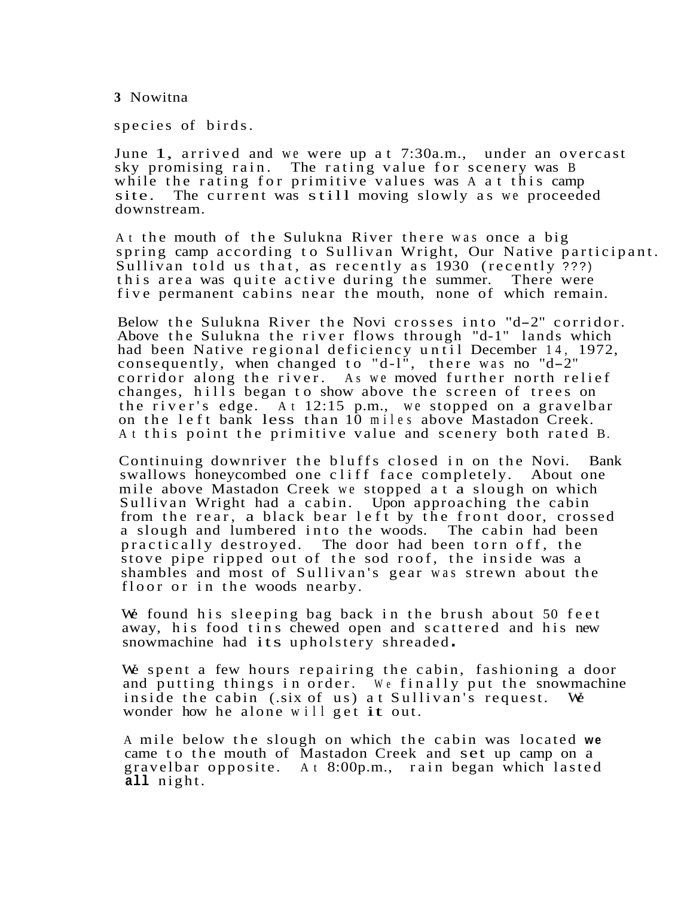species of birds.

June 1, arrived and we were up at 7:30a.m., under an overcast sky promising rain. The rating value for scenery was B while the rating for primitive values was A at this camp site. The current was still moving slowly as we proceeded downstream.

At the mouth of the Sulukna River there was once a big spring camp according to Sullivan Wright, Our Native participant. Sullivan told us that, as recently as 1930 (recently ???) this area was quite active during the summer. There were five permanent cabins near the mouth, none of which remain.

Below the Sulukna River the Novi crosses into "d–2" corridor. Above the Sulukna the river flows through "d-1" lands which had been Native regional deficiency until December 14, 1972, consequently, when changed to "d-l", there was no "d–2" corridor along the river. As we moved further north relief changes, hills began to show above the screen of trees on the river's edge. At 12:15 p.m., we stopped on a gravelbar on the left bank less than 10 miles above Mastadon Creek. At this point the primitive value and scenery both rated B.

Continuing downriver the bluffs closed in on the Novi. Bank swallows honeycombed one cliff face completely. About one mile above Mastadon Creek we stopped at a slough on which Sullivan Wright had a cabin. Upon approaching the cabin from the rear, a black bear left by the front door, crossed a slough and lumbered into the woods. The cabin had been practically destroyed. The door had been torn off, the stove pipe ripped out of the sod roof, the inside was a shambles and most of Sullivan's gear was strewn about the floor or in the woods nearby.

We found his sleeping bag back in the brush about 50 feet away, his food tins chewed open and scattered and his new snowmachine had its upholstery shreaded.

We spent a few hours repairing the cabin, fashioning a door and putting things in order. We finally put the snowmachine inside the cabin (.six of us) at Sullivan's request. We wonder how he alone will get it out.

A mile below the slough on which the cabin was located we came to the mouth of Mastadon Creek and set up camp on a gravelbar opposite. At 8:00p.m., rain began which lasted all night.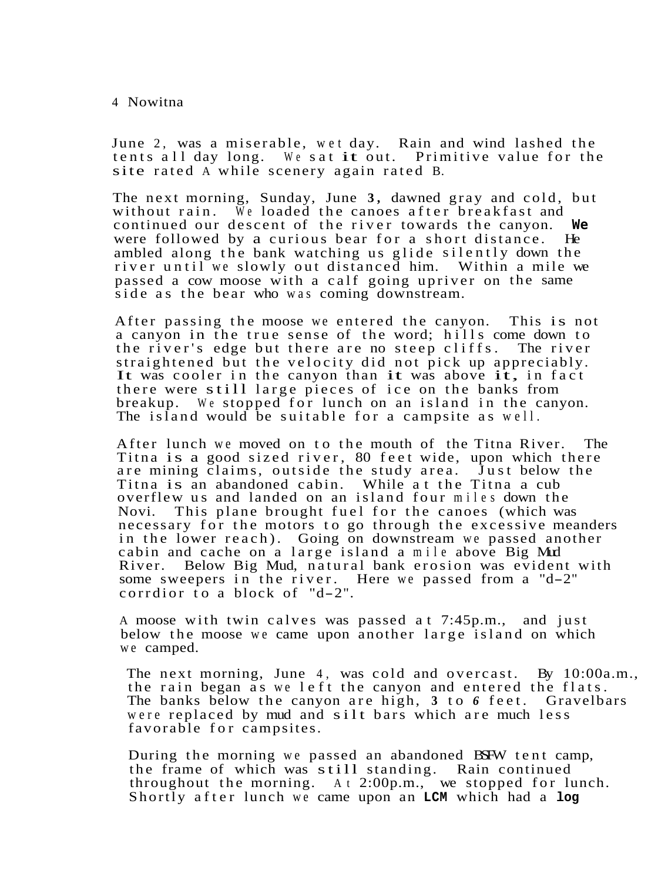June 2, was a miserable, wet day. Rain and wind lashed the tents all day long. We sat it out. Primitive value for the site rated A while scenery again rated B.

The next morning, Sunday, June 3, dawned gray and cold, but without rain. We loaded the canoes after breakfast and continued our descent of the river towards the canyon. We were followed by a curious bear for a short distance. He ambled along the bank watching us glide silently down the river until we slowly out distanced him. Within a mile we passed a cow moose with a calf going upriver on the same side as the bear who was coming downstream.

After passing the moose we entered the canyon. This is not a canyon in the true sense of the word; hills come down to the river's edge but there are no steep cliffs. The river straightened but the velocity did not pick up appreciably. It was cooler in the canyon than it was above it, in fact there were still large pieces of ice on the banks from breakup. We stopped for lunch on an island in the canyon. The island would be suitable for a campsite as well.

After lunch we moved on to the mouth of the Titna River. The Titna is a good sized river, 80 feet wide, upon which there are mining claims, outside the study area. Just below the Titna is an abandoned cabin. While at the Titna a cub overflew us and landed on an island four miles down the Novi. This plane brought fuel for the canoes (which was necessary for the motors to go through the excessive meanders in the lower reach). Going on downstream we passed another cabin and cache on a large island a mile above Big Mud River. Below Big Mud, natural bank erosion was evident with some sweepers in the river. Here we passed from a "d-2" corrdior to a block of "d-2".

A moose with twin calves was passed at 7:45p.m., and just below the moose we came upon another large island on which we camped.

The next morning, June 4, was cold and overcast. By 10:00a.m., the rain began as we left the canyon and entered the flats. The banks below the canyon are high, 3 to 6 feet. Gravelbars were replaced by mud and silt bars which are much less favorable for campsites.

During the morning we passed an abandoned BSFW tent camp, the frame of which was still standing. Rain continued throughout the morning. At 2:00p.m., we stopped for lunch. Shortly after lunch we came upon an LCM which had a log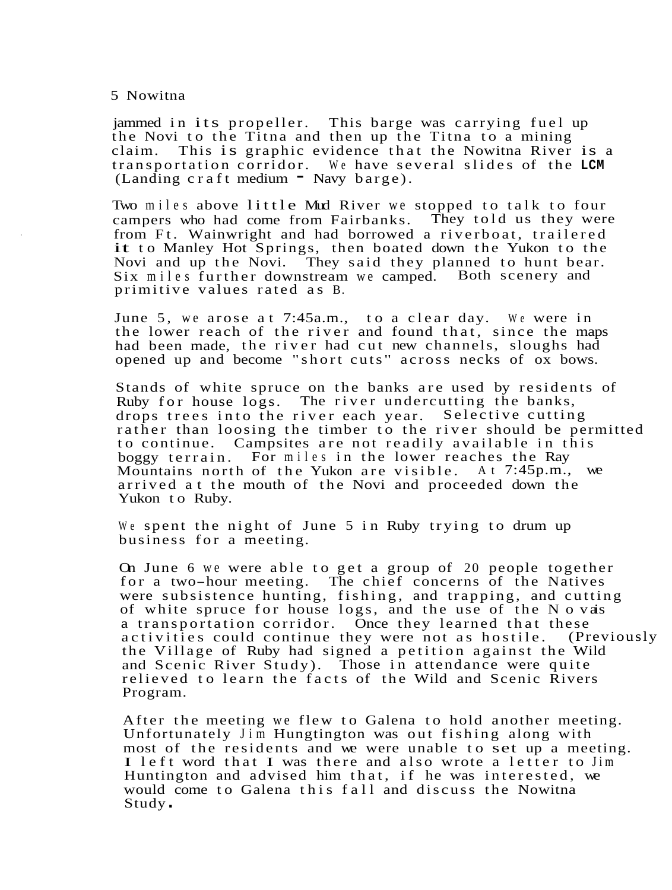jammed in its propeller. This barge was carrying fuel up the Novi to the Titna and then up the Titna to a mining claim. This is graphic evidence that the Nowitna River is a transportation corridor. We have several slides of the LCM (Landing craft medium - Navy barge).

Two miles above little Mud River we stopped to talk to four campers who had come from Fairbanks. They told us they were from Ft. Wainwright and had borrowed a riverboat, trailered it to Manley Hot Springs, then boated down the Yukon to the Novi and up the Novi. They said they planned to hunt bear. Six miles further downstream we camped. Both scenery and primitive values rated as B.

June 5, we arose at 7:45a.m., to a clear day. We were in the lower reach of the river and found that, since the maps had been made, the river had cut new channels, sloughs had opened up and become "short cuts" across necks of ox bows.

Stands of white spruce on the banks are used by residents of Ruby for house logs. The river undercutting the banks, drops trees into the river each year. Selective cutting rather than loosing the timber to the river should be permitted to continue. Campsites are not readily available in this boggy terrain. For miles in the lower reaches the Ray Mountains north of the Yukon are visible. At 7:45p.m., we arrived at the mouth of the Novi and proceeded down the Yukon to Ruby.

We spent the night of June 5 in Ruby trying to drum up business for a meeting.

On June 6 we were able to get a group of 20 people together for a two-hour meeting. The chief concerns of the Natives were subsistence hunting, fishing, and trapping, and cutting of white spruce for house logs, and the use of the Novi as a transportation corridor. Once they learned that these activities could continue they were not as hostile. (Previously the Village of Ruby had signed a petition against the Wild and Scenic River Study). Those in attendance were quite relieved to learn the facts of the Wild and Scenic Rivers Program.

After the meeting we flew to Galena to hold another meeting. Unfortunately Jim Hungtington was out fishing along with most of the residents and we were unable to set up a meeting. I left word that I was there and also wrote a letter to Jim Huntington and advised him that, if he was interested, we would come to Galena this fall and discuss the Nowitna Study.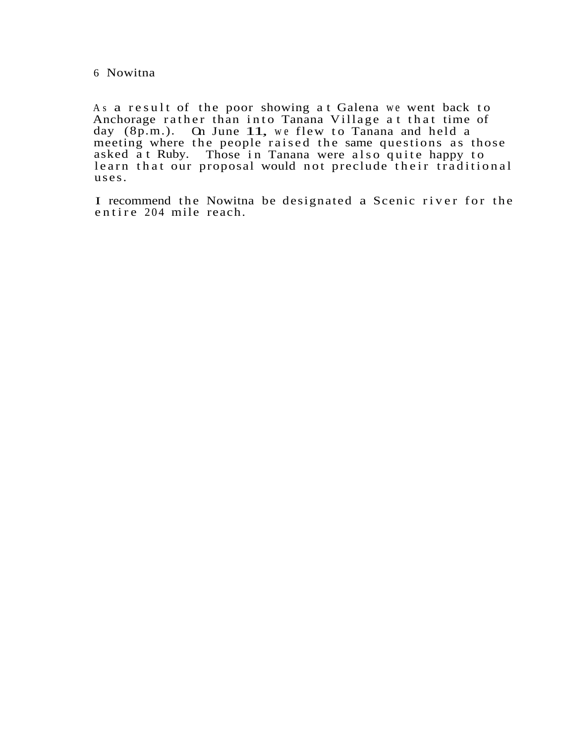6 Nowitna

As a result of the poor showing at Galena we went back to Anchorage rather than into Tanana Village at that time of day (8p.m.). On June 11, we flew to Tanana and held a meeting where the people raised the same questions as those asked at Ruby. Those in Tanana were also quite happy to learn that our proposal would not preclude their traditional uses.

I recommend the Nowitna be designated a Scenic river for the entire 204 mile reach.